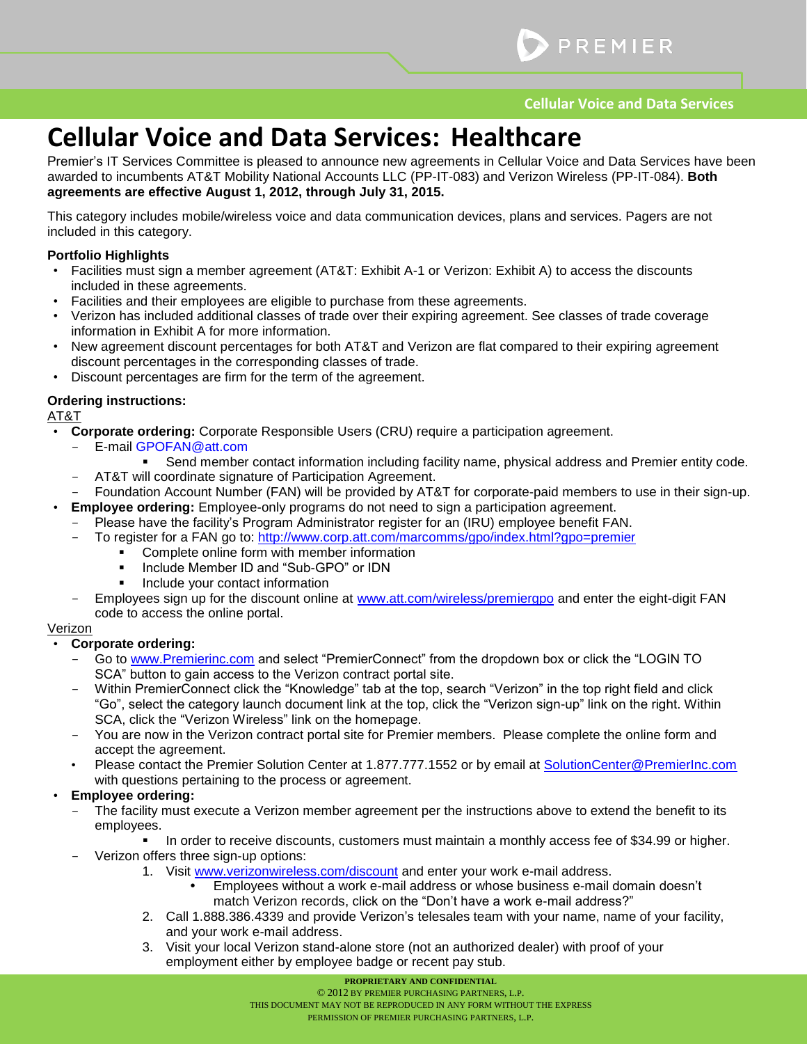# Cellular Voice and Data Services: Healthcare

Premier's IT Services Committee is pleased to announce new agreements in Cellular Voice and Data Services have been awarded to incumbents AT&T Mobility National Accounts LLC (PP-IT-083) and Verizon Wireless (PP-IT-084). **Both agreements are effective August 1, 2012, through July 31, 2015.**

This category includes mobile/wireless voice and data communication devices, plans and services. Pagers are not included in this category.

**Portfolio Highlights**

- Facilities must sign a member agreement (AT&T: Exhibit A-1 or Verizon: Exhibit A) to access the discounts included in these agreements.
- Facilities and their employees are eligible to purchase from these agreements.
- Verizon has included additional classes of trade over their expiring agreement. See classes of trade coverage information in Exhibit A for more information.
- New agreement discount percentages for both AT&T and Verizon are flat compared to their expiring agreement discount percentages in the corresponding classes of trade.
- Discount percentages are firm for the term of the agreement.

**Ordering instructions:**

AT&T

- **Corporate ordering:** Corporate Responsible Users (CRU) require a participation agreement.
  - E-mail GPOFAN@att.com
    - Send member contact information including facility name, physical address and Premier entity code.
  - AT&T will coordinate signature of Participation Agreement.
  - Foundation Account Number (FAN) will be provided by AT&T for corporate-paid members to use in their sign-up.
- **Employee ordering:** Employee-only programs do not need to sign a participation agreement.
  - Please have the facility's Program Administrator register for an (IRU) employee benefit FAN.
  - To register for a FAN go to: http://www.corp.att.com/marcomms/gpo/index.html?gpo=premier
    - Complete online form with member information
    - Include Member ID and "Sub-GPO" or IDN
    - Include your contact information
  - Employees sign up for the discount online at www.att.com/wireless/premiergpo and enter the eight-digit FAN code to access the online portal.

Verizon

- **Corporate ordering:**
  - Go to www.Premierinc.com and select "PremierConnect" from the dropdown box or click the "LOGIN TO SCA" button to gain access to the Verizon contract portal site.
  - Within PremierConnect click the "Knowledge" tab at the top, search "Verizon" in the top right field and click "Go", select the category launch document link at the top, click the "Verizon sign-up" link on the right. Within SCA, click the "Verizon Wireless" link on the homepage.
  - You are now in the Verizon contract portal site for Premier members. Please complete the online form and accept the agreement.
  - Please contact the Premier Solution Center at 1.877.777.1552 or by email at SolutionCenter@PremierInc.com with questions pertaining to the process or agreement.
- **Employee ordering:**
  - The facility must execute a Verizon member agreement per the instructions above to extend the benefit to its employees.
    - In order to receive discounts, customers must maintain a monthly access fee of $34.99 or higher.
  - Verizon offers three sign-up options:
    1. Visit www.verizonwireless.com/discount and enter your work e-mail address.
       - Employees without a work e-mail address or whose business e-mail domain doesn't match Verizon records, click on the "Don't have a work e-mail address?"
    2. Call 1.888.386.4339 and provide Verizon's telesales team with your name, name of your facility, and your work e-mail address.
    3. Visit your local Verizon stand-alone store (not an authorized dealer) with proof of your employment either by employee badge or recent pay stub.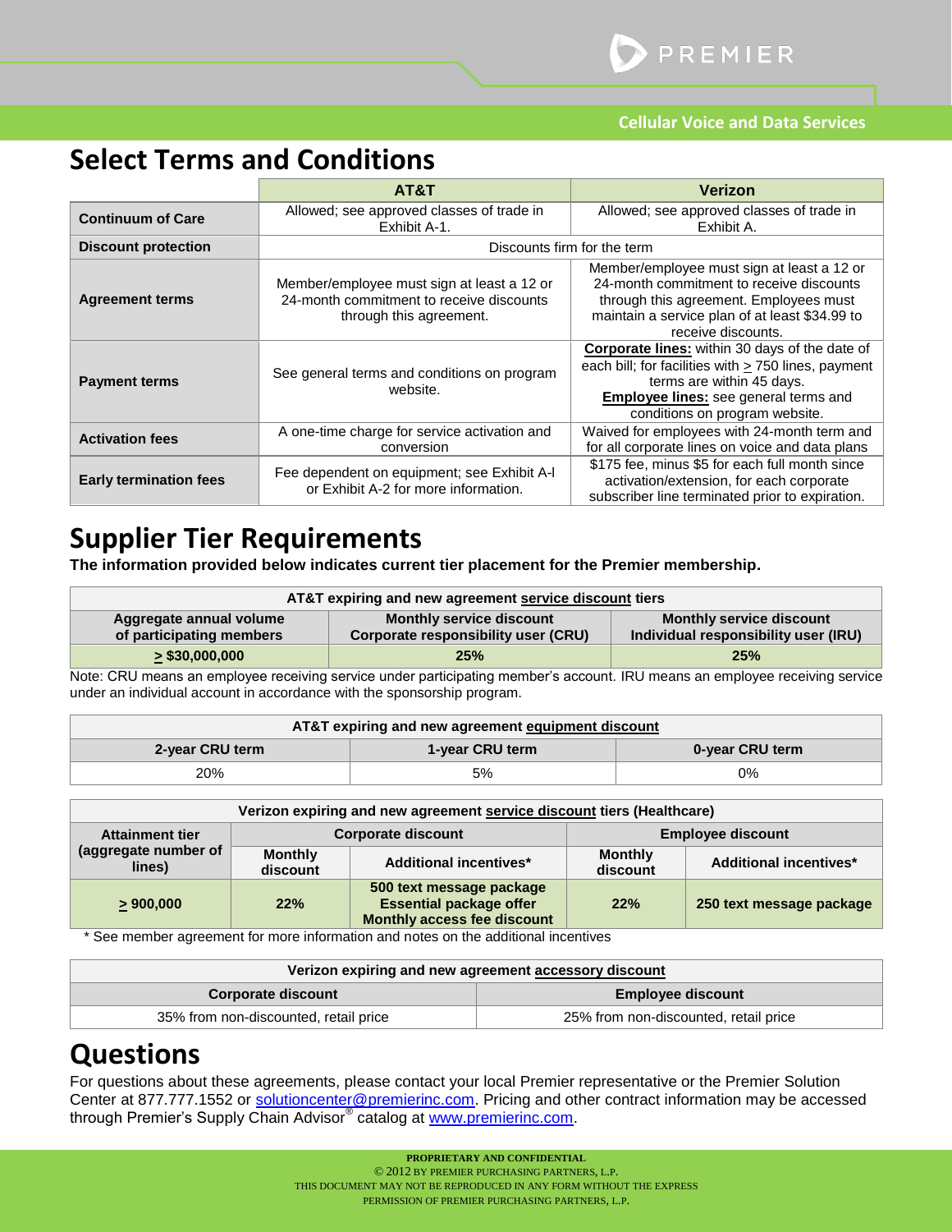## Select Terms and Conditions

| | AT&T | Verizon |
|---|---|---|
| **Continuum of Care** | Allowed; see approved classes of trade in Exhibit A-1. | Allowed; see approved classes of trade in Exhibit A. |
| **Discount protection** | Discounts firm for the term | |
| **Agreement terms** | Member/employee must sign at least a 12 or 24-month commitment to receive discounts through this agreement. | Member/employee must sign at least a 12 or 24-month commitment to receive discounts through this agreement. Employees must maintain a service plan of at least $34.99 to receive discounts. |
| **Payment terms** | See general terms and conditions on program website. | **Corporate lines:** within 30 days of the date of each bill; for facilities with ≥ 750 lines, payment terms are within 45 days. **Employee lines:** see general terms and conditions on program website. |
| **Activation fees** | A one-time charge for service activation and conversion | Waived for employees with 24-month term and for all corporate lines on voice and data plans |
| **Early termination fees** | Fee dependent on equipment; see Exhibit A-I or Exhibit A-2 for more information. | $175 fee, minus $5 for each full month since activation/extension, for each corporate subscriber line terminated prior to expiration. |

## Supplier Tier Requirements

**The information provided below indicates current tier placement for the Premier membership.**

| AT&T expiring and new agreement service discount tiers | | |
|---|---|---|
| **Aggregate annual volume of participating members** | **Monthly service discount Corporate responsibility user (CRU)** | **Monthly service discount Individual responsibility user (IRU)** |
| **≥ $30,000,000** | **25%** | **25%** |

Note: CRU means an employee receiving service under participating member's account. IRU means an employee receiving service under an individual account in accordance with the sponsorship program.

| AT&T expiring and new agreement equipment discount | | |
|---|---|---|
| **2-year CRU term** | **1-year CRU term** | **0-year CRU term** |
| 20% | 5% | 0% |

| Verizon expiring and new agreement service discount tiers (Healthcare) | | | | |
|---|---|---|---|---|
| **Attainment tier (aggregate number of lines)** | **Corporate discount** | | **Employee discount** | |
| | **Monthly discount** | **Additional incentives*** | **Monthly discount** | **Additional incentives*** |
| **≥ 900,000** | **22%** | **500 text message package Essential package offer Monthly access fee discount** | **22%** | **250 text message package** |

\* See member agreement for more information and notes on the additional incentives

| Verizon expiring and new agreement accessory discount | |
|---|---|
| **Corporate discount** | **Employee discount** |
| 35% from non-discounted, retail price | 25% from non-discounted, retail price |

## Questions

For questions about these agreements, please contact your local Premier representative or the Premier Solution Center at 877.777.1552 or solutioncenter@premierinc.com. Pricing and other contract information may be accessed through Premier's Supply Chain Advisor® catalog at www.premierinc.com.

PROPRIETARY AND CONFIDENTIAL
© 2012 BY PREMIER PURCHASING PARTNERS, L.P.
THIS DOCUMENT MAY NOT BE REPRODUCED IN ANY FORM WITHOUT THE EXPRESS PERMISSION OF PREMIER PURCHASING PARTNERS, L.P.